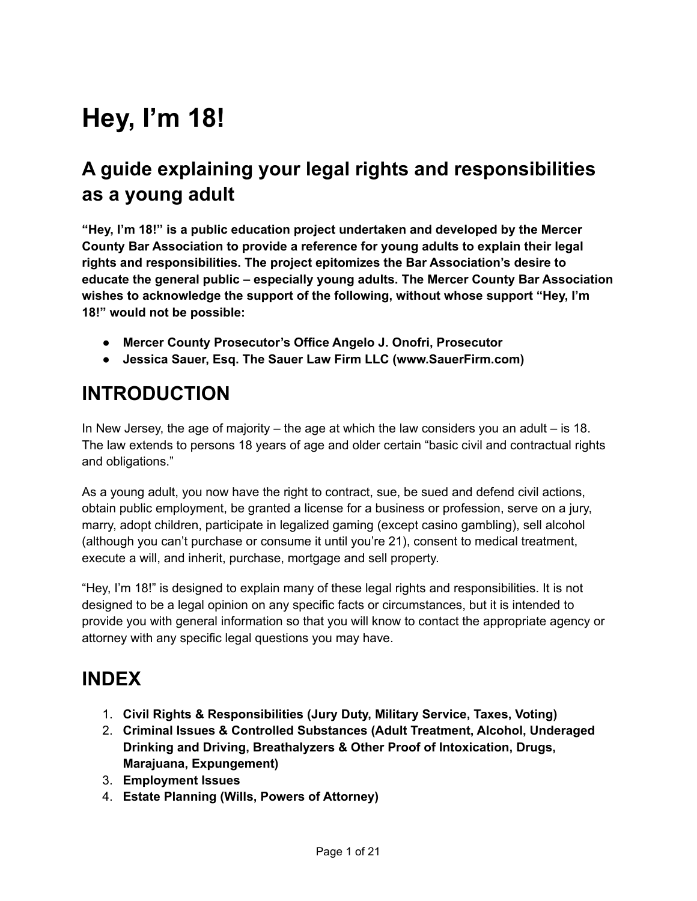# Hey, I'm 18!

## A guide explaining your legal rights and responsibilities as a young adult

**"Hey, I'm 18!" is a public education project undertaken and developed by the Mercer County Bar Association to provide a reference for young adults to explain their legal rights and responsibilities. The project epitomizes the Bar Association's desire to educate the general public – especially young adults. The Mercer County Bar Association wishes to acknowledge the support of the following, without whose support "Hey, I'm 18!" would not be possible:**

- **Mercer County Prosecutor's Office Angelo J. Onofri, Prosecutor**
- **Jessica Sauer, Esq. The Sauer Law Firm LLC (www.SauerFirm.com)**

## INTRODUCTION

In New Jersey, the age of majority – the age at which the law considers you an adult – is 18. The law extends to persons 18 years of age and older certain "basic civil and contractual rights and obligations."

As a young adult, you now have the right to contract, sue, be sued and defend civil actions, obtain public employment, be granted a license for a business or profession, serve on a jury, marry, adopt children, participate in legalized gaming (except casino gambling), sell alcohol (although you can't purchase or consume it until you're 21), consent to medical treatment, execute a will, and inherit, purchase, mortgage and sell property.

"Hey, I'm 18!" is designed to explain many of these legal rights and responsibilities. It is not designed to be a legal opinion on any specific facts or circumstances, but it is intended to provide you with general information so that you will know to contact the appropriate agency or attorney with any specific legal questions you may have.

## INDEX

1. **Civil Rights & Responsibilities (Jury Duty, Military Service, Taxes, Voting)**
2. **Criminal Issues & Controlled Substances (Adult Treatment, Alcohol, Underaged Drinking and Driving, Breathalyzers & Other Proof of Intoxication, Drugs, Marajuana, Expungement)**
3. **Employment Issues**
4. **Estate Planning (Wills, Powers of Attorney)**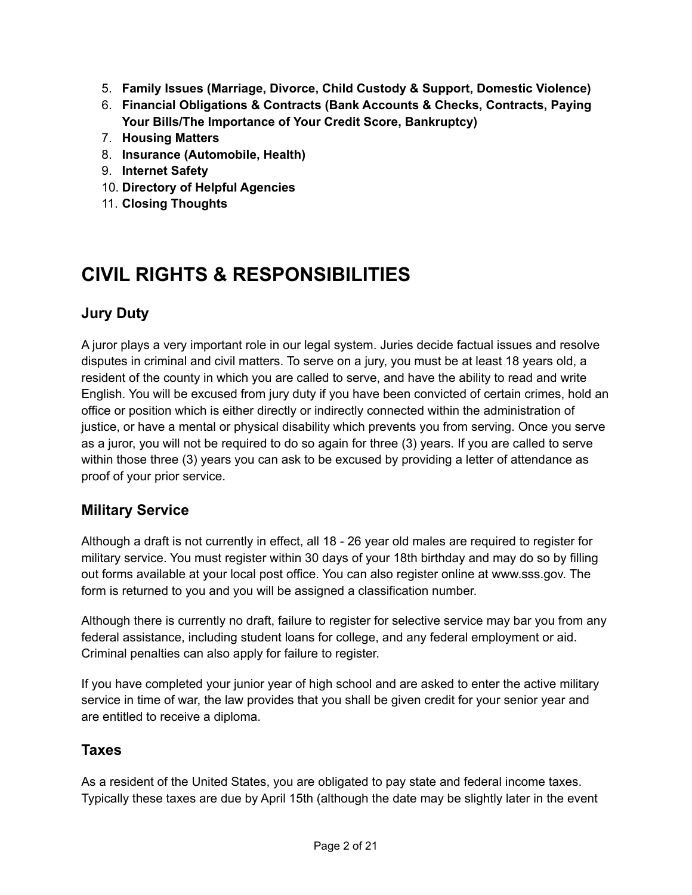5. **Family Issues (Marriage, Divorce, Child Custody & Support, Domestic Violence)**
6. **Financial Obligations & Contracts (Bank Accounts & Checks, Contracts, Paying Your Bills/The Importance of Your Credit Score, Bankruptcy)**
7. **Housing Matters**
8. **Insurance (Automobile, Health)**
9. **Internet Safety**
10. **Directory of Helpful Agencies**
11. **Closing Thoughts**

# CIVIL RIGHTS & RESPONSIBILITIES

## Jury Duty

A juror plays a very important role in our legal system. Juries decide factual issues and resolve disputes in criminal and civil matters. To serve on a jury, you must be at least 18 years old, a resident of the county in which you are called to serve, and have the ability to read and write English. You will be excused from jury duty if you have been convicted of certain crimes, hold an office or position which is either directly or indirectly connected within the administration of justice, or have a mental or physical disability which prevents you from serving. Once you serve as a juror, you will not be required to do so again for three (3) years. If you are called to serve within those three (3) years you can ask to be excused by providing a letter of attendance as proof of your prior service.

## Military Service

Although a draft is not currently in effect, all 18 - 26 year old males are required to register for military service. You must register within 30 days of your 18th birthday and may do so by filling out forms available at your local post office. You can also register online at www.sss.gov. The form is returned to you and you will be assigned a classification number.

Although there is currently no draft, failure to register for selective service may bar you from any federal assistance, including student loans for college, and any federal employment or aid. Criminal penalties can also apply for failure to register.

If you have completed your junior year of high school and are asked to enter the active military service in time of war, the law provides that you shall be given credit for your senior year and are entitled to receive a diploma.

## Taxes

As a resident of the United States, you are obligated to pay state and federal income taxes. Typically these taxes are due by April 15th (although the date may be slightly later in the event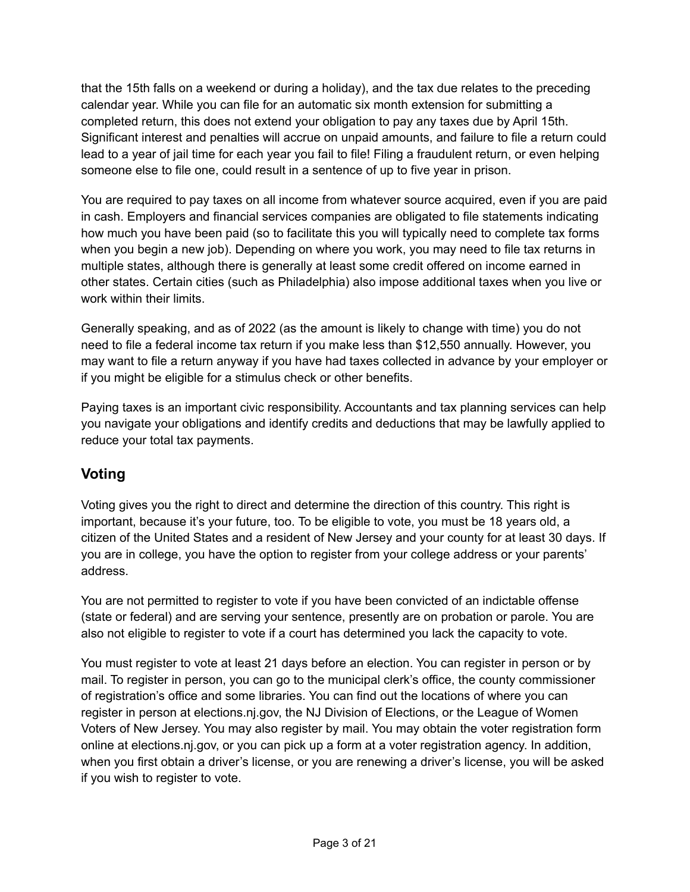that the 15th falls on a weekend or during a holiday), and the tax due relates to the preceding calendar year. While you can file for an automatic six month extension for submitting a completed return, this does not extend your obligation to pay any taxes due by April 15th. Significant interest and penalties will accrue on unpaid amounts, and failure to file a return could lead to a year of jail time for each year you fail to file! Filing a fraudulent return, or even helping someone else to file one, could result in a sentence of up to five year in prison.

You are required to pay taxes on all income from whatever source acquired, even if you are paid in cash. Employers and financial services companies are obligated to file statements indicating how much you have been paid (so to facilitate this you will typically need to complete tax forms when you begin a new job). Depending on where you work, you may need to file tax returns in multiple states, although there is generally at least some credit offered on income earned in other states. Certain cities (such as Philadelphia) also impose additional taxes when you live or work within their limits.

Generally speaking, and as of 2022 (as the amount is likely to change with time) you do not need to file a federal income tax return if you make less than $12,550 annually. However, you may want to file a return anyway if you have had taxes collected in advance by your employer or if you might be eligible for a stimulus check or other benefits.

Paying taxes is an important civic responsibility. Accountants and tax planning services can help you navigate your obligations and identify credits and deductions that may be lawfully applied to reduce your total tax payments.

## Voting

Voting gives you the right to direct and determine the direction of this country. This right is important, because it's your future, too. To be eligible to vote, you must be 18 years old, a citizen of the United States and a resident of New Jersey and your county for at least 30 days. If you are in college, you have the option to register from your college address or your parents' address.

You are not permitted to register to vote if you have been convicted of an indictable offense (state or federal) and are serving your sentence, presently are on probation or parole. You are also not eligible to register to vote if a court has determined you lack the capacity to vote.

You must register to vote at least 21 days before an election. You can register in person or by mail. To register in person, you can go to the municipal clerk's office, the county commissioner of registration's office and some libraries. You can find out the locations of where you can register in person at elections.nj.gov, the NJ Division of Elections, or the League of Women Voters of New Jersey. You may also register by mail. You may obtain the voter registration form online at elections.nj.gov, or you can pick up a form at a voter registration agency. In addition, when you first obtain a driver's license, or you are renewing a driver's license, you will be asked if you wish to register to vote.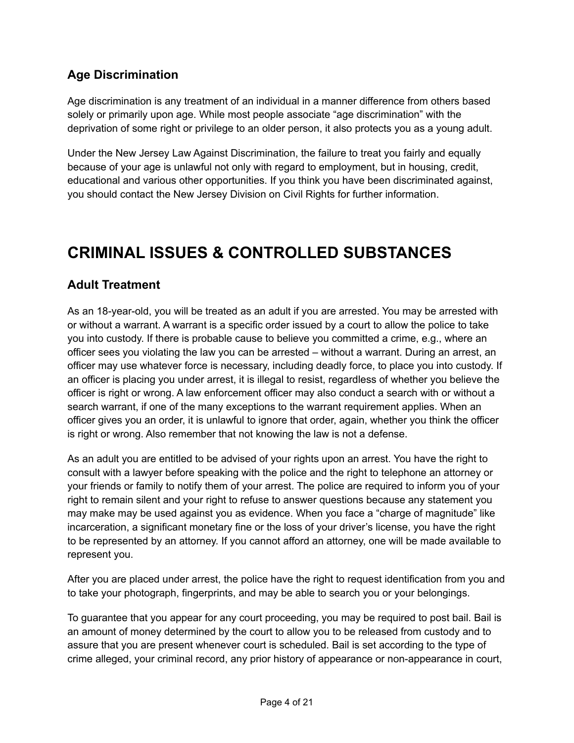### Age Discrimination

Age discrimination is any treatment of an individual in a manner difference from others based solely or primarily upon age. While most people associate "age discrimination" with the deprivation of some right or privilege to an older person, it also protects you as a young adult.

Under the New Jersey Law Against Discrimination, the failure to treat you fairly and equally because of your age is unlawful not only with regard to employment, but in housing, credit, educational and various other opportunities. If you think you have been discriminated against, you should contact the New Jersey Division on Civil Rights for further information.

## CRIMINAL ISSUES & CONTROLLED SUBSTANCES

### Adult Treatment

As an 18-year-old, you will be treated as an adult if you are arrested. You may be arrested with or without a warrant. A warrant is a specific order issued by a court to allow the police to take you into custody. If there is probable cause to believe you committed a crime, e.g., where an officer sees you violating the law you can be arrested – without a warrant. During an arrest, an officer may use whatever force is necessary, including deadly force, to place you into custody. If an officer is placing you under arrest, it is illegal to resist, regardless of whether you believe the officer is right or wrong. A law enforcement officer may also conduct a search with or without a search warrant, if one of the many exceptions to the warrant requirement applies. When an officer gives you an order, it is unlawful to ignore that order, again, whether you think the officer is right or wrong. Also remember that not knowing the law is not a defense.

As an adult you are entitled to be advised of your rights upon an arrest. You have the right to consult with a lawyer before speaking with the police and the right to telephone an attorney or your friends or family to notify them of your arrest. The police are required to inform you of your right to remain silent and your right to refuse to answer questions because any statement you may make may be used against you as evidence. When you face a "charge of magnitude" like incarceration, a significant monetary fine or the loss of your driver's license, you have the right to be represented by an attorney. If you cannot afford an attorney, one will be made available to represent you.

After you are placed under arrest, the police have the right to request identification from you and to take your photograph, fingerprints, and may be able to search you or your belongings.

To guarantee that you appear for any court proceeding, you may be required to post bail. Bail is an amount of money determined by the court to allow you to be released from custody and to assure that you are present whenever court is scheduled. Bail is set according to the type of crime alleged, your criminal record, any prior history of appearance or non-appearance in court,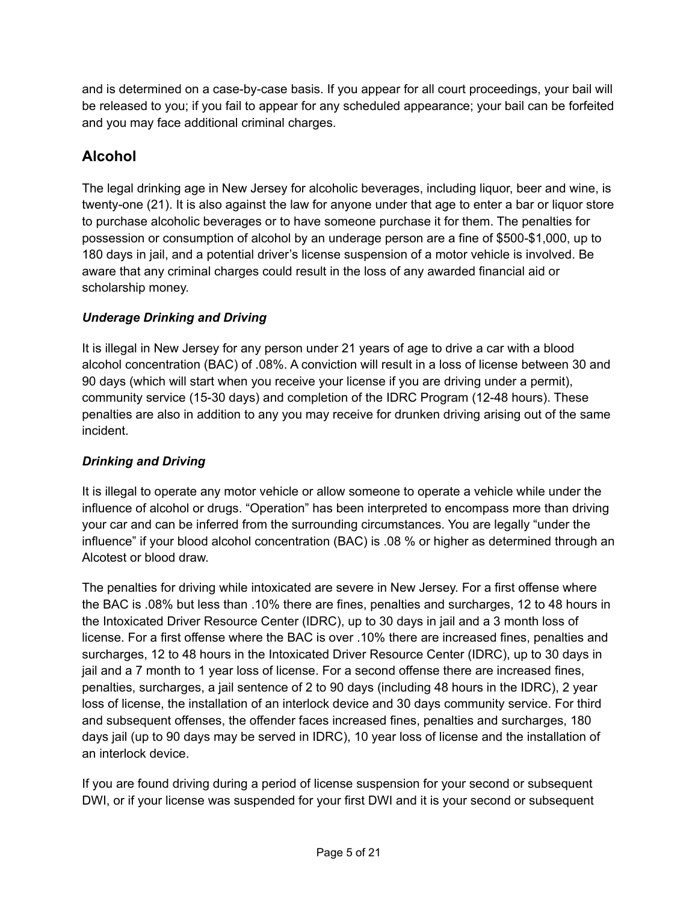and is determined on a case-by-case basis. If you appear for all court proceedings, your bail will be released to you; if you fail to appear for any scheduled appearance; your bail can be forfeited and you may face additional criminal charges.

## Alcohol

The legal drinking age in New Jersey for alcoholic beverages, including liquor, beer and wine, is twenty-one (21). It is also against the law for anyone under that age to enter a bar or liquor store to purchase alcoholic beverages or to have someone purchase it for them. The penalties for possession or consumption of alcohol by an underage person are a fine of $500-$1,000, up to 180 days in jail, and a potential driver's license suspension of a motor vehicle is involved. Be aware that any criminal charges could result in the loss of any awarded financial aid or scholarship money.

### *Underage Drinking and Driving*

It is illegal in New Jersey for any person under 21 years of age to drive a car with a blood alcohol concentration (BAC) of .08%. A conviction will result in a loss of license between 30 and 90 days (which will start when you receive your license if you are driving under a permit), community service (15-30 days) and completion of the IDRC Program (12-48 hours). These penalties are also in addition to any you may receive for drunken driving arising out of the same incident.

### *Drinking and Driving*

It is illegal to operate any motor vehicle or allow someone to operate a vehicle while under the influence of alcohol or drugs. "Operation" has been interpreted to encompass more than driving your car and can be inferred from the surrounding circumstances. You are legally "under the influence" if your blood alcohol concentration (BAC) is .08 % or higher as determined through an Alcotest or blood draw.

The penalties for driving while intoxicated are severe in New Jersey. For a first offense where the BAC is .08% but less than .10% there are fines, penalties and surcharges, 12 to 48 hours in the Intoxicated Driver Resource Center (IDRC), up to 30 days in jail and a 3 month loss of license. For a first offense where the BAC is over .10% there are increased fines, penalties and surcharges, 12 to 48 hours in the Intoxicated Driver Resource Center (IDRC), up to 30 days in jail and a 7 month to 1 year loss of license. For a second offense there are increased fines, penalties, surcharges, a jail sentence of 2 to 90 days (including 48 hours in the IDRC), 2 year loss of license, the installation of an interlock device and 30 days community service. For third and subsequent offenses, the offender faces increased fines, penalties and surcharges, 180 days jail (up to 90 days may be served in IDRC), 10 year loss of license and the installation of an interlock device.

If you are found driving during a period of license suspension for your second or subsequent DWI, or if your license was suspended for your first DWI and it is your second or subsequent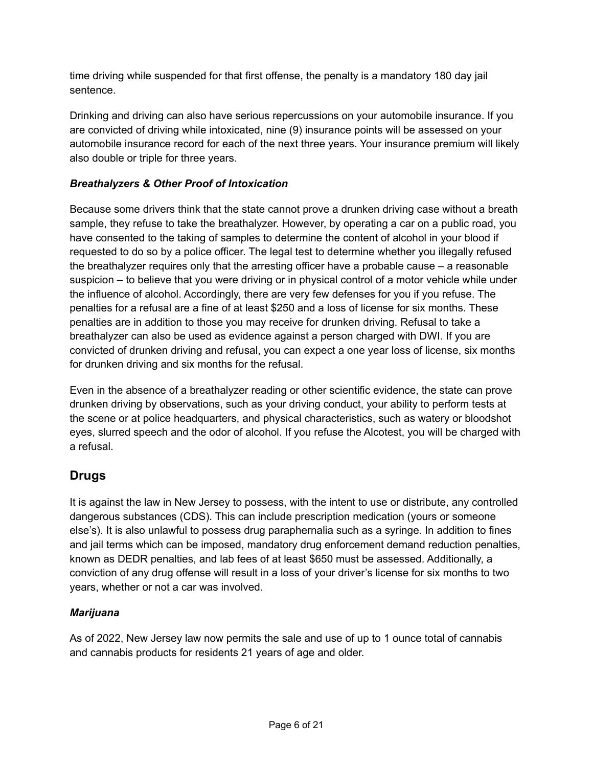time driving while suspended for that first offense, the penalty is a mandatory 180 day jail sentence.

Drinking and driving can also have serious repercussions on your automobile insurance. If you are convicted of driving while intoxicated, nine (9) insurance points will be assessed on your automobile insurance record for each of the next three years. Your insurance premium will likely also double or triple for three years.

### *Breathalyzers & Other Proof of Intoxication*

Because some drivers think that the state cannot prove a drunken driving case without a breath sample, they refuse to take the breathalyzer. However, by operating a car on a public road, you have consented to the taking of samples to determine the content of alcohol in your blood if requested to do so by a police officer. The legal test to determine whether you illegally refused the breathalyzer requires only that the arresting officer have a probable cause – a reasonable suspicion – to believe that you were driving or in physical control of a motor vehicle while under the influence of alcohol. Accordingly, there are very few defenses for you if you refuse. The penalties for a refusal are a fine of at least $250 and a loss of license for six months. These penalties are in addition to those you may receive for drunken driving. Refusal to take a breathalyzer can also be used as evidence against a person charged with DWI. If you are convicted of drunken driving and refusal, you can expect a one year loss of license, six months for drunken driving and six months for the refusal.

Even in the absence of a breathalyzer reading or other scientific evidence, the state can prove drunken driving by observations, such as your driving conduct, your ability to perform tests at the scene or at police headquarters, and physical characteristics, such as watery or bloodshot eyes, slurred speech and the odor of alcohol. If you refuse the Alcotest, you will be charged with a refusal.

## Drugs

It is against the law in New Jersey to possess, with the intent to use or distribute, any controlled dangerous substances (CDS). This can include prescription medication (yours or someone else's). It is also unlawful to possess drug paraphernalia such as a syringe. In addition to fines and jail terms which can be imposed, mandatory drug enforcement demand reduction penalties, known as DEDR penalties, and lab fees of at least $650 must be assessed. Additionally, a conviction of any drug offense will result in a loss of your driver's license for six months to two years, whether or not a car was involved.

### *Marijuana*

As of 2022, New Jersey law now permits the sale and use of up to 1 ounce total of cannabis and cannabis products for residents 21 years of age and older.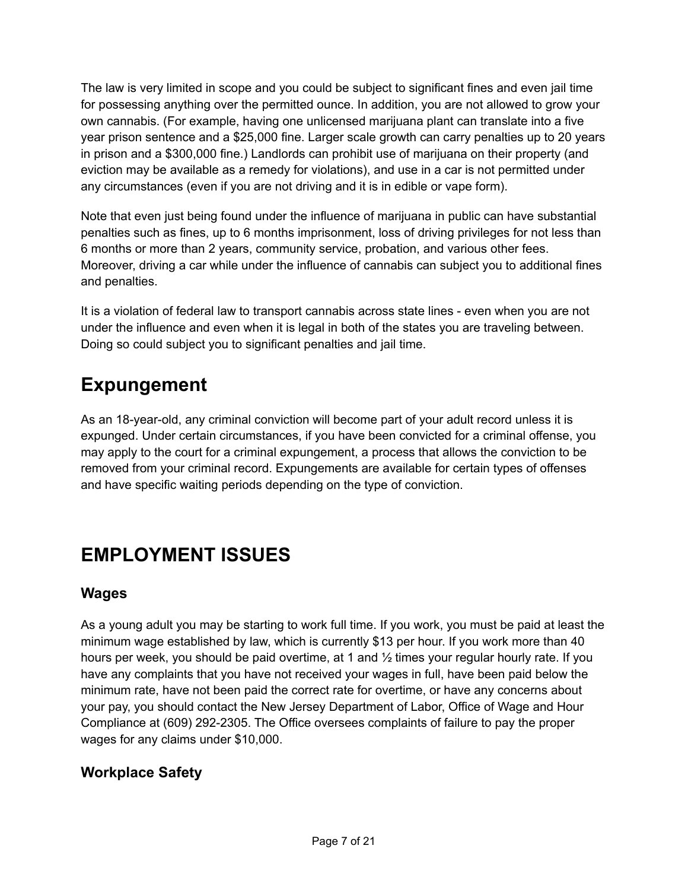The law is very limited in scope and you could be subject to significant fines and even jail time for possessing anything over the permitted ounce. In addition, you are not allowed to grow your own cannabis. (For example, having one unlicensed marijuana plant can translate into a five year prison sentence and a $25,000 fine. Larger scale growth can carry penalties up to 20 years in prison and a $300,000 fine.) Landlords can prohibit use of marijuana on their property (and eviction may be available as a remedy for violations), and use in a car is not permitted under any circumstances (even if you are not driving and it is in edible or vape form).

Note that even just being found under the influence of marijuana in public can have substantial penalties such as fines, up to 6 months imprisonment, loss of driving privileges for not less than 6 months or more than 2 years, community service, probation, and various other fees. Moreover, driving a car while under the influence of cannabis can subject you to additional fines and penalties.

It is a violation of federal law to transport cannabis across state lines - even when you are not under the influence and even when it is legal in both of the states you are traveling between. Doing so could subject you to significant penalties and jail time.

## Expungement

As an 18-year-old, any criminal conviction will become part of your adult record unless it is expunged. Under certain circumstances, if you have been convicted for a criminal offense, you may apply to the court for a criminal expungement, a process that allows the conviction to be removed from your criminal record. Expungements are available for certain types of offenses and have specific waiting periods depending on the type of conviction.

# EMPLOYMENT ISSUES

### Wages

As a young adult you may be starting to work full time. If you work, you must be paid at least the minimum wage established by law, which is currently $13 per hour. If you work more than 40 hours per week, you should be paid overtime, at 1 and ½ times your regular hourly rate. If you have any complaints that you have not received your wages in full, have been paid below the minimum rate, have not been paid the correct rate for overtime, or have any concerns about your pay, you should contact the New Jersey Department of Labor, Office of Wage and Hour Compliance at (609) 292-2305. The Office oversees complaints of failure to pay the proper wages for any claims under $10,000.

### Workplace Safety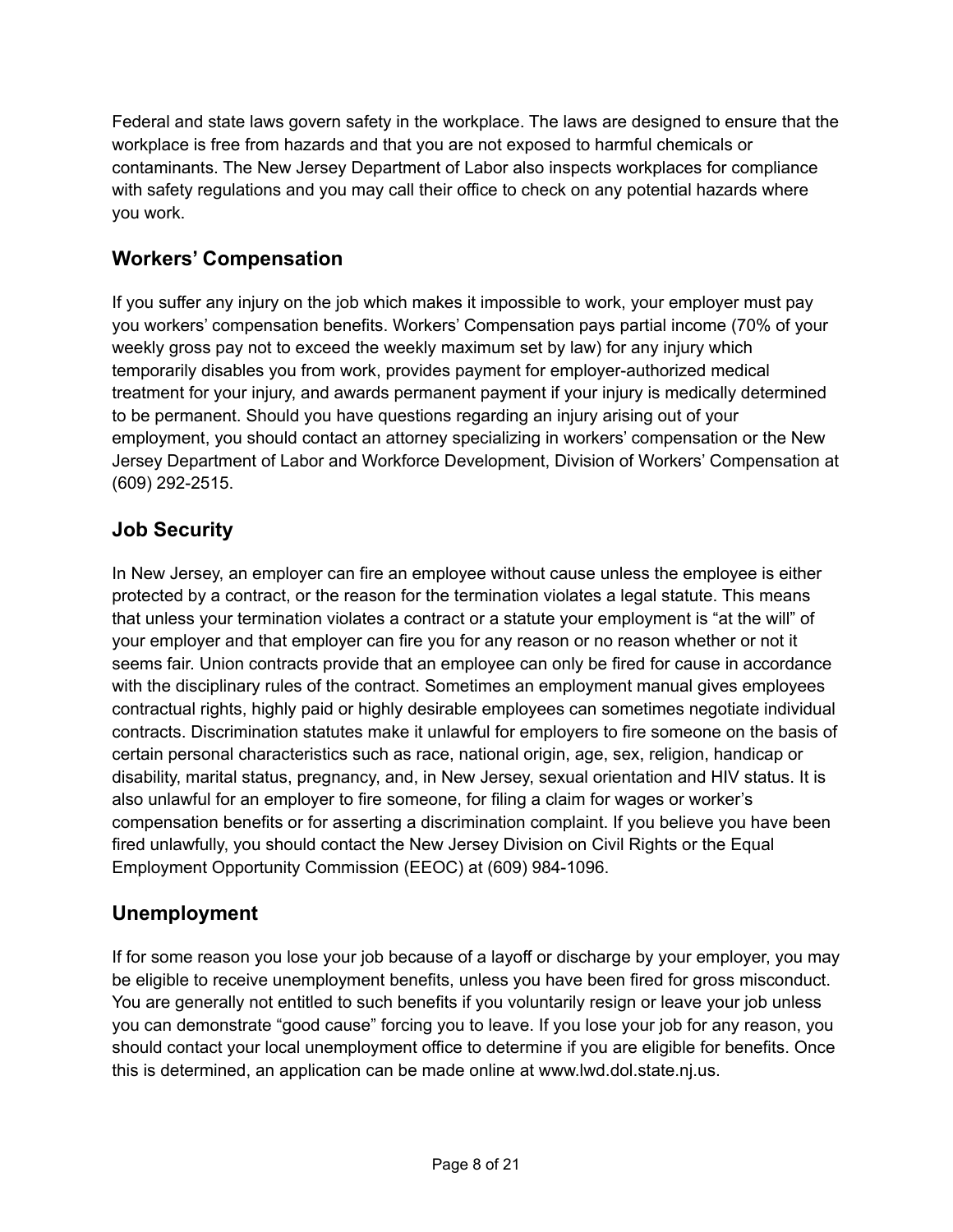Federal and state laws govern safety in the workplace. The laws are designed to ensure that the workplace is free from hazards and that you are not exposed to harmful chemicals or contaminants. The New Jersey Department of Labor also inspects workplaces for compliance with safety regulations and you may call their office to check on any potential hazards where you work.

## Workers' Compensation

If you suffer any injury on the job which makes it impossible to work, your employer must pay you workers' compensation benefits. Workers' Compensation pays partial income (70% of your weekly gross pay not to exceed the weekly maximum set by law) for any injury which temporarily disables you from work, provides payment for employer-authorized medical treatment for your injury, and awards permanent payment if your injury is medically determined to be permanent. Should you have questions regarding an injury arising out of your employment, you should contact an attorney specializing in workers' compensation or the New Jersey Department of Labor and Workforce Development, Division of Workers' Compensation at (609) 292-2515.

## Job Security

In New Jersey, an employer can fire an employee without cause unless the employee is either protected by a contract, or the reason for the termination violates a legal statute. This means that unless your termination violates a contract or a statute your employment is "at the will" of your employer and that employer can fire you for any reason or no reason whether or not it seems fair. Union contracts provide that an employee can only be fired for cause in accordance with the disciplinary rules of the contract. Sometimes an employment manual gives employees contractual rights, highly paid or highly desirable employees can sometimes negotiate individual contracts. Discrimination statutes make it unlawful for employers to fire someone on the basis of certain personal characteristics such as race, national origin, age, sex, religion, handicap or disability, marital status, pregnancy, and, in New Jersey, sexual orientation and HIV status. It is also unlawful for an employer to fire someone, for filing a claim for wages or worker's compensation benefits or for asserting a discrimination complaint. If you believe you have been fired unlawfully, you should contact the New Jersey Division on Civil Rights or the Equal Employment Opportunity Commission (EEOC) at (609) 984-1096.

## Unemployment

If for some reason you lose your job because of a layoff or discharge by your employer, you may be eligible to receive unemployment benefits, unless you have been fired for gross misconduct. You are generally not entitled to such benefits if you voluntarily resign or leave your job unless you can demonstrate "good cause" forcing you to leave. If you lose your job for any reason, you should contact your local unemployment office to determine if you are eligible for benefits. Once this is determined, an application can be made online at www.lwd.dol.state.nj.us.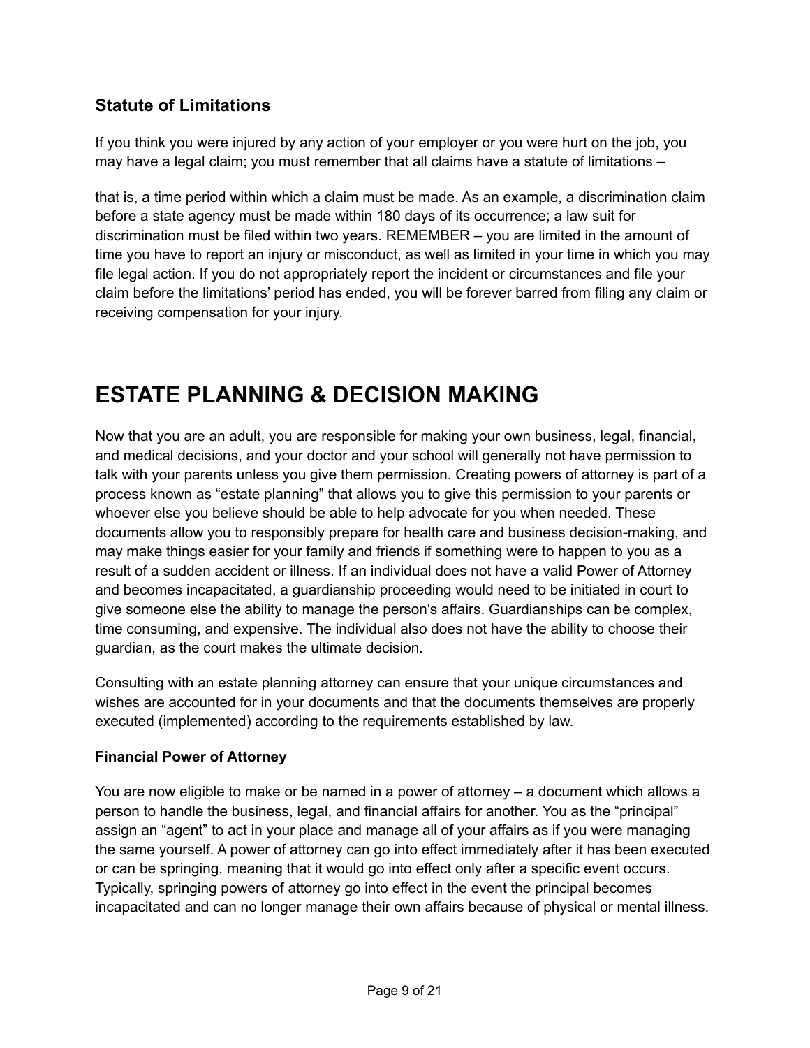### Statute of Limitations

If you think you were injured by any action of your employer or you were hurt on the job, you may have a legal claim; you must remember that all claims have a statute of limitations –

that is, a time period within which a claim must be made. As an example, a discrimination claim before a state agency must be made within 180 days of its occurrence; a law suit for discrimination must be filed within two years. REMEMBER – you are limited in the amount of time you have to report an injury or misconduct, as well as limited in your time in which you may file legal action. If you do not appropriately report the incident or circumstances and file your claim before the limitations' period has ended, you will be forever barred from filing any claim or receiving compensation for your injury.

# ESTATE PLANNING & DECISION MAKING

Now that you are an adult, you are responsible for making your own business, legal, financial, and medical decisions, and your doctor and your school will generally not have permission to talk with your parents unless you give them permission. Creating powers of attorney is part of a process known as "estate planning" that allows you to give this permission to your parents or whoever else you believe should be able to help advocate for you when needed. These documents allow you to responsibly prepare for health care and business decision-making, and may make things easier for your family and friends if something were to happen to you as a result of a sudden accident or illness. If an individual does not have a valid Power of Attorney and becomes incapacitated, a guardianship proceeding would need to be initiated in court to give someone else the ability to manage the person's affairs. Guardianships can be complex, time consuming, and expensive. The individual also does not have the ability to choose their guardian, as the court makes the ultimate decision.

Consulting with an estate planning attorney can ensure that your unique circumstances and wishes are accounted for in your documents and that the documents themselves are properly executed (implemented) according to the requirements established by law.

#### Financial Power of Attorney

You are now eligible to make or be named in a power of attorney – a document which allows a person to handle the business, legal, and financial affairs for another. You as the "principal" assign an "agent" to act in your place and manage all of your affairs as if you were managing the same yourself. A power of attorney can go into effect immediately after it has been executed or can be springing, meaning that it would go into effect only after a specific event occurs. Typically, springing powers of attorney go into effect in the event the principal becomes incapacitated and can no longer manage their own affairs because of physical or mental illness.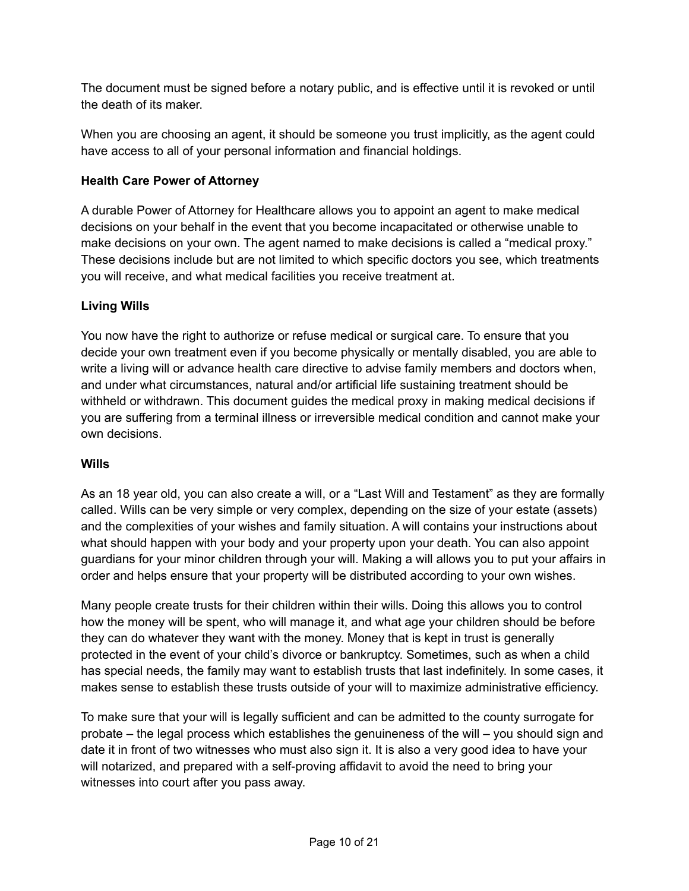The document must be signed before a notary public, and is effective until it is revoked or until the death of its maker.

When you are choosing an agent, it should be someone you trust implicitly, as the agent could have access to all of your personal information and financial holdings.

**Health Care Power of Attorney**

A durable Power of Attorney for Healthcare allows you to appoint an agent to make medical decisions on your behalf in the event that you become incapacitated or otherwise unable to make decisions on your own. The agent named to make decisions is called a "medical proxy." These decisions include but are not limited to which specific doctors you see, which treatments you will receive, and what medical facilities you receive treatment at.

**Living Wills**

You now have the right to authorize or refuse medical or surgical care. To ensure that you decide your own treatment even if you become physically or mentally disabled, you are able to write a living will or advance health care directive to advise family members and doctors when, and under what circumstances, natural and/or artificial life sustaining treatment should be withheld or withdrawn. This document guides the medical proxy in making medical decisions if you are suffering from a terminal illness or irreversible medical condition and cannot make your own decisions.

**Wills**

As an 18 year old, you can also create a will, or a "Last Will and Testament" as they are formally called. Wills can be very simple or very complex, depending on the size of your estate (assets) and the complexities of your wishes and family situation. A will contains your instructions about what should happen with your body and your property upon your death. You can also appoint guardians for your minor children through your will. Making a will allows you to put your affairs in order and helps ensure that your property will be distributed according to your own wishes.

Many people create trusts for their children within their wills. Doing this allows you to control how the money will be spent, who will manage it, and what age your children should be before they can do whatever they want with the money. Money that is kept in trust is generally protected in the event of your child's divorce or bankruptcy. Sometimes, such as when a child has special needs, the family may want to establish trusts that last indefinitely. In some cases, it makes sense to establish these trusts outside of your will to maximize administrative efficiency.

To make sure that your will is legally sufficient and can be admitted to the county surrogate for probate – the legal process which establishes the genuineness of the will – you should sign and date it in front of two witnesses who must also sign it. It is also a very good idea to have your will notarized, and prepared with a self-proving affidavit to avoid the need to bring your witnesses into court after you pass away.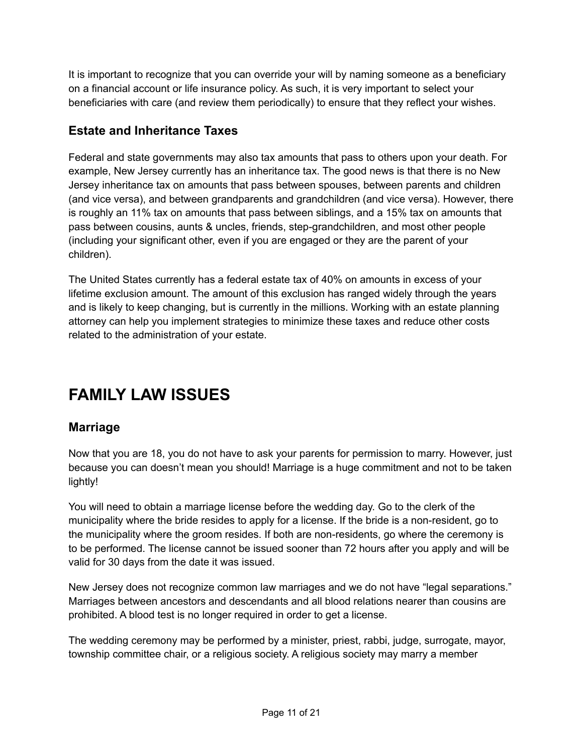It is important to recognize that you can override your will by naming someone as a beneficiary on a financial account or life insurance policy. As such, it is very important to select your beneficiaries with care (and review them periodically) to ensure that they reflect your wishes.

### Estate and Inheritance Taxes

Federal and state governments may also tax amounts that pass to others upon your death. For example, New Jersey currently has an inheritance tax. The good news is that there is no New Jersey inheritance tax on amounts that pass between spouses, between parents and children (and vice versa), and between grandparents and grandchildren (and vice versa). However, there is roughly an 11% tax on amounts that pass between siblings, and a 15% tax on amounts that pass between cousins, aunts & uncles, friends, step-grandchildren, and most other people (including your significant other, even if you are engaged or they are the parent of your children).

The United States currently has a federal estate tax of 40% on amounts in excess of your lifetime exclusion amount. The amount of this exclusion has ranged widely through the years and is likely to keep changing, but is currently in the millions. Working with an estate planning attorney can help you implement strategies to minimize these taxes and reduce other costs related to the administration of your estate.

## FAMILY LAW ISSUES

### Marriage

Now that you are 18, you do not have to ask your parents for permission to marry. However, just because you can doesn't mean you should! Marriage is a huge commitment and not to be taken lightly!

You will need to obtain a marriage license before the wedding day. Go to the clerk of the municipality where the bride resides to apply for a license. If the bride is a non-resident, go to the municipality where the groom resides. If both are non-residents, go where the ceremony is to be performed. The license cannot be issued sooner than 72 hours after you apply and will be valid for 30 days from the date it was issued.

New Jersey does not recognize common law marriages and we do not have "legal separations." Marriages between ancestors and descendants and all blood relations nearer than cousins are prohibited. A blood test is no longer required in order to get a license.

The wedding ceremony may be performed by a minister, priest, rabbi, judge, surrogate, mayor, township committee chair, or a religious society. A religious society may marry a member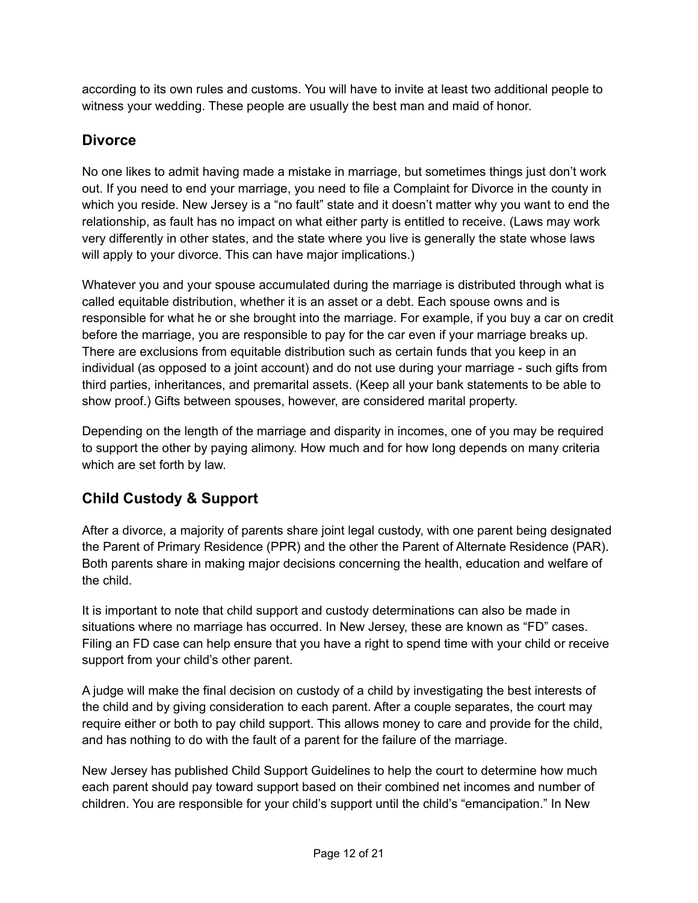according to its own rules and customs. You will have to invite at least two additional people to witness your wedding. These people are usually the best man and maid of honor.

## Divorce

No one likes to admit having made a mistake in marriage, but sometimes things just don't work out. If you need to end your marriage, you need to file a Complaint for Divorce in the county in which you reside. New Jersey is a "no fault" state and it doesn't matter why you want to end the relationship, as fault has no impact on what either party is entitled to receive. (Laws may work very differently in other states, and the state where you live is generally the state whose laws will apply to your divorce. This can have major implications.)

Whatever you and your spouse accumulated during the marriage is distributed through what is called equitable distribution, whether it is an asset or a debt. Each spouse owns and is responsible for what he or she brought into the marriage. For example, if you buy a car on credit before the marriage, you are responsible to pay for the car even if your marriage breaks up. There are exclusions from equitable distribution such as certain funds that you keep in an individual (as opposed to a joint account) and do not use during your marriage - such gifts from third parties, inheritances, and premarital assets. (Keep all your bank statements to be able to show proof.) Gifts between spouses, however, are considered marital property.

Depending on the length of the marriage and disparity in incomes, one of you may be required to support the other by paying alimony. How much and for how long depends on many criteria which are set forth by law.

## Child Custody & Support

After a divorce, a majority of parents share joint legal custody, with one parent being designated the Parent of Primary Residence (PPR) and the other the Parent of Alternate Residence (PAR). Both parents share in making major decisions concerning the health, education and welfare of the child.

It is important to note that child support and custody determinations can also be made in situations where no marriage has occurred. In New Jersey, these are known as "FD" cases. Filing an FD case can help ensure that you have a right to spend time with your child or receive support from your child's other parent.

A judge will make the final decision on custody of a child by investigating the best interests of the child and by giving consideration to each parent. After a couple separates, the court may require either or both to pay child support. This allows money to care and provide for the child, and has nothing to do with the fault of a parent for the failure of the marriage.

New Jersey has published Child Support Guidelines to help the court to determine how much each parent should pay toward support based on their combined net incomes and number of children. You are responsible for your child's support until the child's "emancipation." In New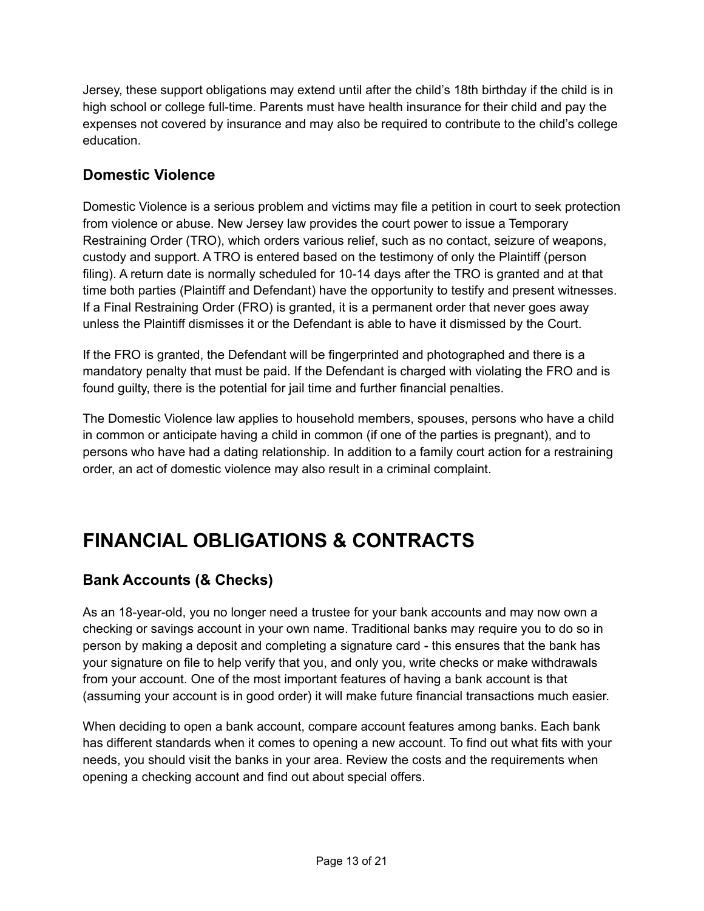Jersey, these support obligations may extend until after the child's 18th birthday if the child is in high school or college full-time. Parents must have health insurance for their child and pay the expenses not covered by insurance and may also be required to contribute to the child's college education.

### Domestic Violence

Domestic Violence is a serious problem and victims may file a petition in court to seek protection from violence or abuse. New Jersey law provides the court power to issue a Temporary Restraining Order (TRO), which orders various relief, such as no contact, seizure of weapons, custody and support. A TRO is entered based on the testimony of only the Plaintiff (person filing). A return date is normally scheduled for 10-14 days after the TRO is granted and at that time both parties (Plaintiff and Defendant) have the opportunity to testify and present witnesses. If a Final Restraining Order (FRO) is granted, it is a permanent order that never goes away unless the Plaintiff dismisses it or the Defendant is able to have it dismissed by the Court.

If the FRO is granted, the Defendant will be fingerprinted and photographed and there is a mandatory penalty that must be paid. If the Defendant is charged with violating the FRO and is found guilty, there is the potential for jail time and further financial penalties.

The Domestic Violence law applies to household members, spouses, persons who have a child in common or anticipate having a child in common (if one of the parties is pregnant), and to persons who have had a dating relationship. In addition to a family court action for a restraining order, an act of domestic violence may also result in a criminal complaint.

# FINANCIAL OBLIGATIONS & CONTRACTS

### Bank Accounts (& Checks)

As an 18-year-old, you no longer need a trustee for your bank accounts and may now own a checking or savings account in your own name. Traditional banks may require you to do so in person by making a deposit and completing a signature card - this ensures that the bank has your signature on file to help verify that you, and only you, write checks or make withdrawals from your account. One of the most important features of having a bank account is that (assuming your account is in good order) it will make future financial transactions much easier.

When deciding to open a bank account, compare account features among banks. Each bank has different standards when it comes to opening a new account. To find out what fits with your needs, you should visit the banks in your area. Review the costs and the requirements when opening a checking account and find out about special offers.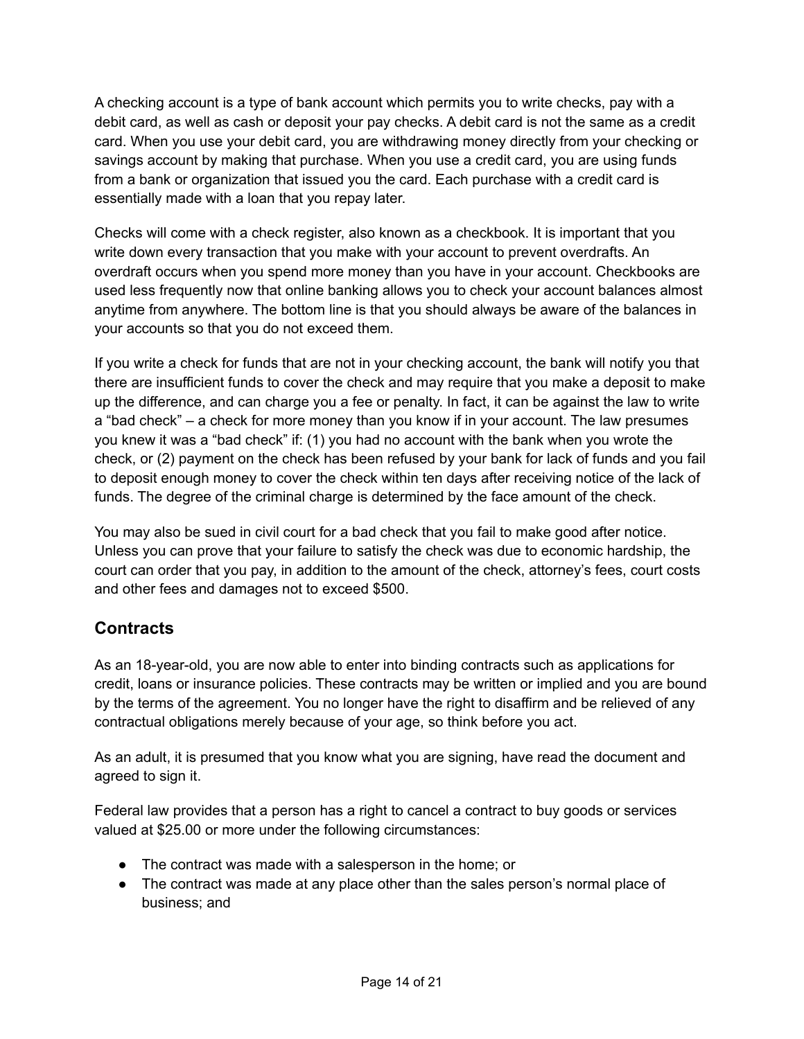A checking account is a type of bank account which permits you to write checks, pay with a debit card, as well as cash or deposit your pay checks. A debit card is not the same as a credit card. When you use your debit card, you are withdrawing money directly from your checking or savings account by making that purchase. When you use a credit card, you are using funds from a bank or organization that issued you the card. Each purchase with a credit card is essentially made with a loan that you repay later.

Checks will come with a check register, also known as a checkbook. It is important that you write down every transaction that you make with your account to prevent overdrafts. An overdraft occurs when you spend more money than you have in your account. Checkbooks are used less frequently now that online banking allows you to check your account balances almost anytime from anywhere. The bottom line is that you should always be aware of the balances in your accounts so that you do not exceed them.

If you write a check for funds that are not in your checking account, the bank will notify you that there are insufficient funds to cover the check and may require that you make a deposit to make up the difference, and can charge you a fee or penalty. In fact, it can be against the law to write a "bad check" – a check for more money than you know if in your account. The law presumes you knew it was a "bad check" if: (1) you had no account with the bank when you wrote the check, or (2) payment on the check has been refused by your bank for lack of funds and you fail to deposit enough money to cover the check within ten days after receiving notice of the lack of funds. The degree of the criminal charge is determined by the face amount of the check.

You may also be sued in civil court for a bad check that you fail to make good after notice. Unless you can prove that your failure to satisfy the check was due to economic hardship, the court can order that you pay, in addition to the amount of the check, attorney's fees, court costs and other fees and damages not to exceed $500.

## Contracts

As an 18-year-old, you are now able to enter into binding contracts such as applications for credit, loans or insurance policies. These contracts may be written or implied and you are bound by the terms of the agreement. You no longer have the right to disaffirm and be relieved of any contractual obligations merely because of your age, so think before you act.

As an adult, it is presumed that you know what you are signing, have read the document and agreed to sign it.

Federal law provides that a person has a right to cancel a contract to buy goods or services valued at $25.00 or more under the following circumstances:

- The contract was made with a salesperson in the home; or
- The contract was made at any place other than the sales person's normal place of business; and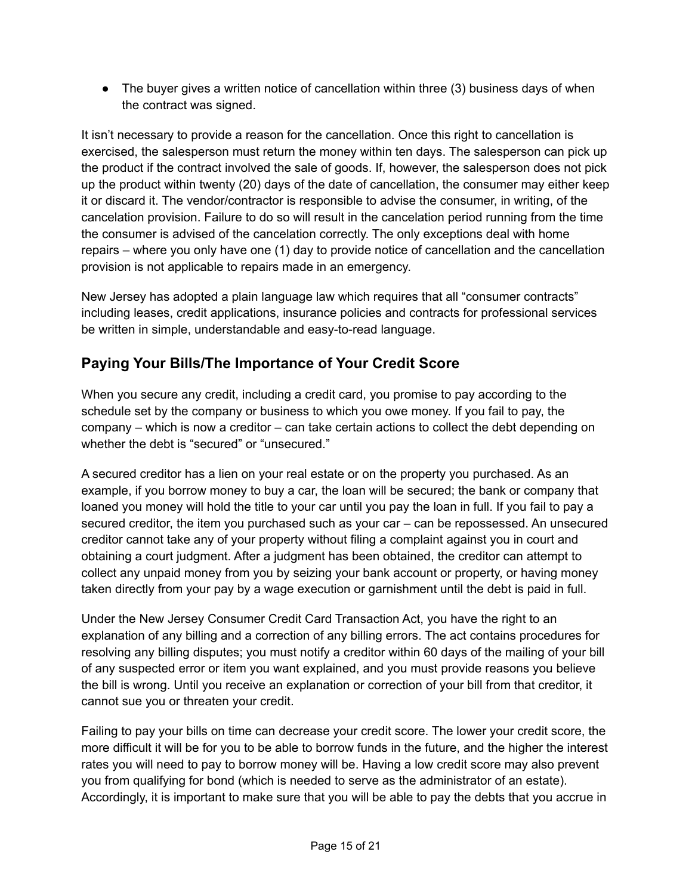- The buyer gives a written notice of cancellation within three (3) business days of when the contract was signed.

It isn't necessary to provide a reason for the cancellation. Once this right to cancellation is exercised, the salesperson must return the money within ten days. The salesperson can pick up the product if the contract involved the sale of goods. If, however, the salesperson does not pick up the product within twenty (20) days of the date of cancellation, the consumer may either keep it or discard it. The vendor/contractor is responsible to advise the consumer, in writing, of the cancelation provision. Failure to do so will result in the cancelation period running from the time the consumer is advised of the cancelation correctly. The only exceptions deal with home repairs – where you only have one (1) day to provide notice of cancellation and the cancellation provision is not applicable to repairs made in an emergency.

New Jersey has adopted a plain language law which requires that all "consumer contracts" including leases, credit applications, insurance policies and contracts for professional services be written in simple, understandable and easy-to-read language.

## Paying Your Bills/The Importance of Your Credit Score

When you secure any credit, including a credit card, you promise to pay according to the schedule set by the company or business to which you owe money. If you fail to pay, the company – which is now a creditor – can take certain actions to collect the debt depending on whether the debt is "secured" or "unsecured."

A secured creditor has a lien on your real estate or on the property you purchased. As an example, if you borrow money to buy a car, the loan will be secured; the bank or company that loaned you money will hold the title to your car until you pay the loan in full. If you fail to pay a secured creditor, the item you purchased such as your car – can be repossessed. An unsecured creditor cannot take any of your property without filing a complaint against you in court and obtaining a court judgment. After a judgment has been obtained, the creditor can attempt to collect any unpaid money from you by seizing your bank account or property, or having money taken directly from your pay by a wage execution or garnishment until the debt is paid in full.

Under the New Jersey Consumer Credit Card Transaction Act, you have the right to an explanation of any billing and a correction of any billing errors. The act contains procedures for resolving any billing disputes; you must notify a creditor within 60 days of the mailing of your bill of any suspected error or item you want explained, and you must provide reasons you believe the bill is wrong. Until you receive an explanation or correction of your bill from that creditor, it cannot sue you or threaten your credit.

Failing to pay your bills on time can decrease your credit score. The lower your credit score, the more difficult it will be for you to be able to borrow funds in the future, and the higher the interest rates you will need to pay to borrow money will be. Having a low credit score may also prevent you from qualifying for bond (which is needed to serve as the administrator of an estate). Accordingly, it is important to make sure that you will be able to pay the debts that you accrue in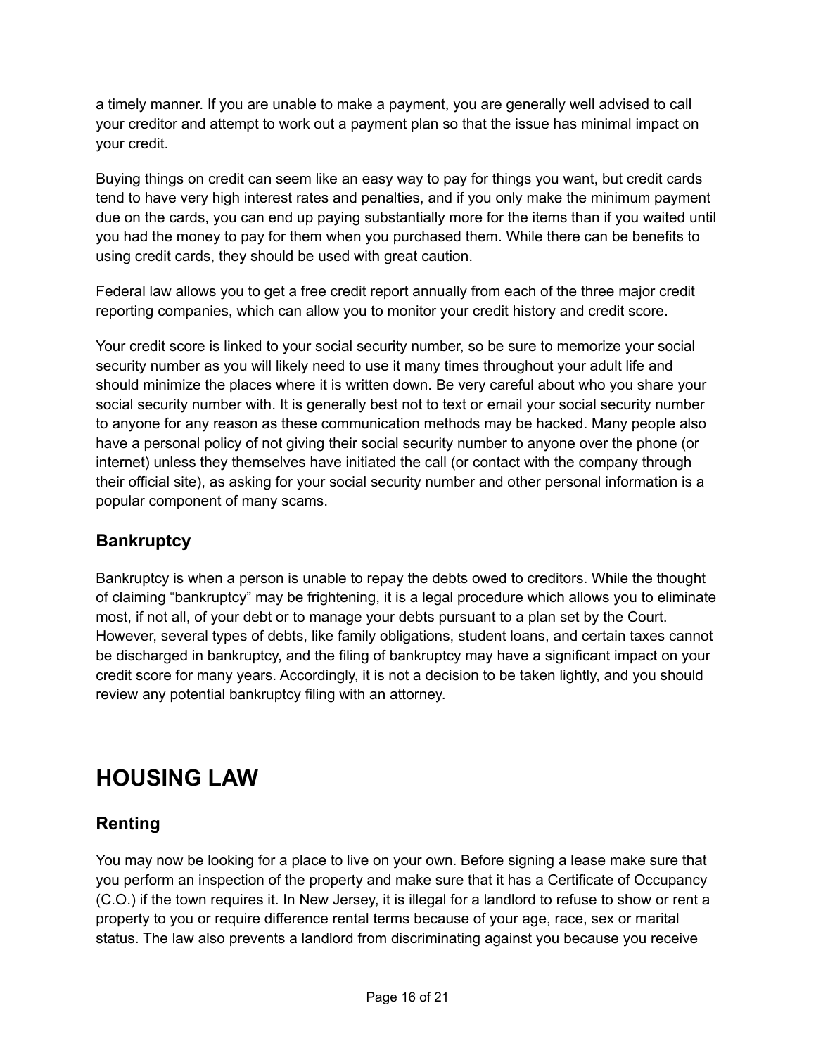a timely manner. If you are unable to make a payment, you are generally well advised to call your creditor and attempt to work out a payment plan so that the issue has minimal impact on your credit.

Buying things on credit can seem like an easy way to pay for things you want, but credit cards tend to have very high interest rates and penalties, and if you only make the minimum payment due on the cards, you can end up paying substantially more for the items than if you waited until you had the money to pay for them when you purchased them. While there can be benefits to using credit cards, they should be used with great caution.

Federal law allows you to get a free credit report annually from each of the three major credit reporting companies, which can allow you to monitor your credit history and credit score.

Your credit score is linked to your social security number, so be sure to memorize your social security number as you will likely need to use it many times throughout your adult life and should minimize the places where it is written down. Be very careful about who you share your social security number with. It is generally best not to text or email your social security number to anyone for any reason as these communication methods may be hacked. Many people also have a personal policy of not giving their social security number to anyone over the phone (or internet) unless they themselves have initiated the call (or contact with the company through their official site), as asking for your social security number and other personal information is a popular component of many scams.

## Bankruptcy

Bankruptcy is when a person is unable to repay the debts owed to creditors. While the thought of claiming "bankruptcy" may be frightening, it is a legal procedure which allows you to eliminate most, if not all, of your debt or to manage your debts pursuant to a plan set by the Court. However, several types of debts, like family obligations, student loans, and certain taxes cannot be discharged in bankruptcy, and the filing of bankruptcy may have a significant impact on your credit score for many years. Accordingly, it is not a decision to be taken lightly, and you should review any potential bankruptcy filing with an attorney.

# HOUSING LAW

## Renting

You may now be looking for a place to live on your own. Before signing a lease make sure that you perform an inspection of the property and make sure that it has a Certificate of Occupancy (C.O.) if the town requires it. In New Jersey, it is illegal for a landlord to refuse to show or rent a property to you or require difference rental terms because of your age, race, sex or marital status. The law also prevents a landlord from discriminating against you because you receive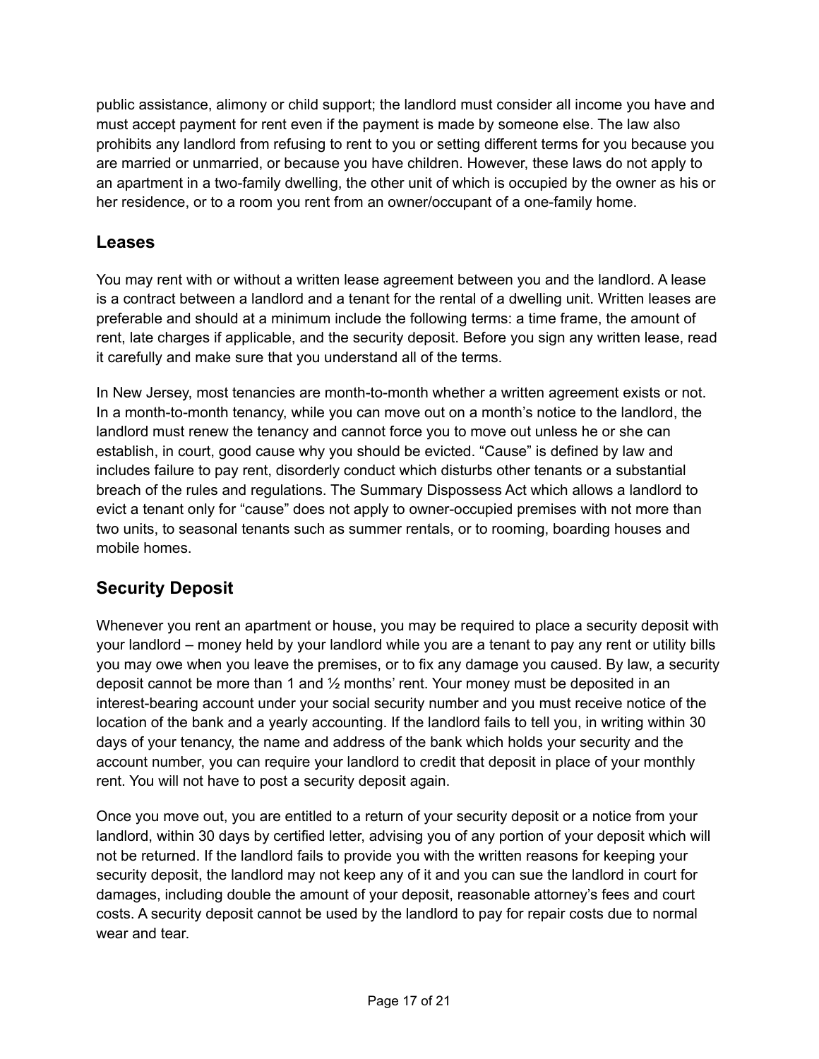public assistance, alimony or child support; the landlord must consider all income you have and must accept payment for rent even if the payment is made by someone else. The law also prohibits any landlord from refusing to rent to you or setting different terms for you because you are married or unmarried, or because you have children. However, these laws do not apply to an apartment in a two-family dwelling, the other unit of which is occupied by the owner as his or her residence, or to a room you rent from an owner/occupant of a one-family home.

## Leases

You may rent with or without a written lease agreement between you and the landlord. A lease is a contract between a landlord and a tenant for the rental of a dwelling unit. Written leases are preferable and should at a minimum include the following terms: a time frame, the amount of rent, late charges if applicable, and the security deposit. Before you sign any written lease, read it carefully and make sure that you understand all of the terms.

In New Jersey, most tenancies are month-to-month whether a written agreement exists or not. In a month-to-month tenancy, while you can move out on a month's notice to the landlord, the landlord must renew the tenancy and cannot force you to move out unless he or she can establish, in court, good cause why you should be evicted. "Cause" is defined by law and includes failure to pay rent, disorderly conduct which disturbs other tenants or a substantial breach of the rules and regulations. The Summary Dispossess Act which allows a landlord to evict a tenant only for "cause" does not apply to owner-occupied premises with not more than two units, to seasonal tenants such as summer rentals, or to rooming, boarding houses and mobile homes.

## Security Deposit

Whenever you rent an apartment or house, you may be required to place a security deposit with your landlord – money held by your landlord while you are a tenant to pay any rent or utility bills you may owe when you leave the premises, or to fix any damage you caused. By law, a security deposit cannot be more than 1 and ½ months' rent. Your money must be deposited in an interest-bearing account under your social security number and you must receive notice of the location of the bank and a yearly accounting. If the landlord fails to tell you, in writing within 30 days of your tenancy, the name and address of the bank which holds your security and the account number, you can require your landlord to credit that deposit in place of your monthly rent. You will not have to post a security deposit again.

Once you move out, you are entitled to a return of your security deposit or a notice from your landlord, within 30 days by certified letter, advising you of any portion of your deposit which will not be returned. If the landlord fails to provide you with the written reasons for keeping your security deposit, the landlord may not keep any of it and you can sue the landlord in court for damages, including double the amount of your deposit, reasonable attorney's fees and court costs. A security deposit cannot be used by the landlord to pay for repair costs due to normal wear and tear.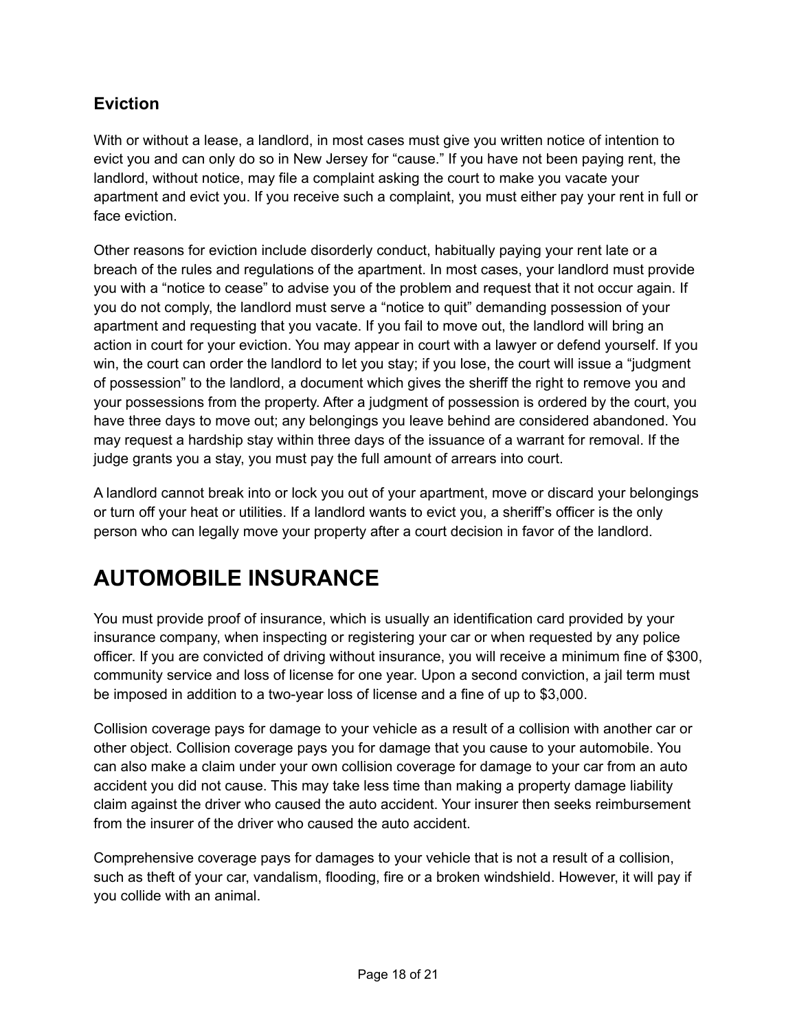### Eviction

With or without a lease, a landlord, in most cases must give you written notice of intention to evict you and can only do so in New Jersey for "cause." If you have not been paying rent, the landlord, without notice, may file a complaint asking the court to make you vacate your apartment and evict you. If you receive such a complaint, you must either pay your rent in full or face eviction.

Other reasons for eviction include disorderly conduct, habitually paying your rent late or a breach of the rules and regulations of the apartment. In most cases, your landlord must provide you with a "notice to cease" to advise you of the problem and request that it not occur again. If you do not comply, the landlord must serve a "notice to quit" demanding possession of your apartment and requesting that you vacate. If you fail to move out, the landlord will bring an action in court for your eviction. You may appear in court with a lawyer or defend yourself. If you win, the court can order the landlord to let you stay; if you lose, the court will issue a "judgment of possession" to the landlord, a document which gives the sheriff the right to remove you and your possessions from the property. After a judgment of possession is ordered by the court, you have three days to move out; any belongings you leave behind are considered abandoned. You may request a hardship stay within three days of the issuance of a warrant for removal. If the judge grants you a stay, you must pay the full amount of arrears into court.

A landlord cannot break into or lock you out of your apartment, move or discard your belongings or turn off your heat or utilities. If a landlord wants to evict you, a sheriff's officer is the only person who can legally move your property after a court decision in favor of the landlord.

# AUTOMOBILE INSURANCE

You must provide proof of insurance, which is usually an identification card provided by your insurance company, when inspecting or registering your car or when requested by any police officer. If you are convicted of driving without insurance, you will receive a minimum fine of $300, community service and loss of license for one year. Upon a second conviction, a jail term must be imposed in addition to a two-year loss of license and a fine of up to $3,000.

Collision coverage pays for damage to your vehicle as a result of a collision with another car or other object. Collision coverage pays you for damage that you cause to your automobile. You can also make a claim under your own collision coverage for damage to your car from an auto accident you did not cause. This may take less time than making a property damage liability claim against the driver who caused the auto accident. Your insurer then seeks reimbursement from the insurer of the driver who caused the auto accident.

Comprehensive coverage pays for damages to your vehicle that is not a result of a collision, such as theft of your car, vandalism, flooding, fire or a broken windshield. However, it will pay if you collide with an animal.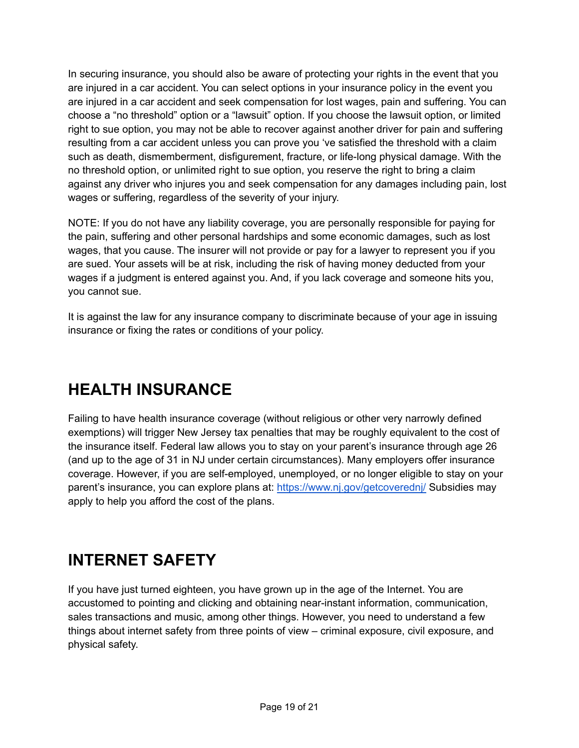In securing insurance, you should also be aware of protecting your rights in the event that you are injured in a car accident. You can select options in your insurance policy in the event you are injured in a car accident and seek compensation for lost wages, pain and suffering. You can choose a "no threshold" option or a "lawsuit" option. If you choose the lawsuit option, or limited right to sue option, you may not be able to recover against another driver for pain and suffering resulting from a car accident unless you can prove you 've satisfied the threshold with a claim such as death, dismemberment, disfigurement, fracture, or life-long physical damage. With the no threshold option, or unlimited right to sue option, you reserve the right to bring a claim against any driver who injures you and seek compensation for any damages including pain, lost wages or suffering, regardless of the severity of your injury.

NOTE: If you do not have any liability coverage, you are personally responsible for paying for the pain, suffering and other personal hardships and some economic damages, such as lost wages, that you cause. The insurer will not provide or pay for a lawyer to represent you if you are sued. Your assets will be at risk, including the risk of having money deducted from your wages if a judgment is entered against you. And, if you lack coverage and someone hits you, you cannot sue.

It is against the law for any insurance company to discriminate because of your age in issuing insurance or fixing the rates or conditions of your policy.

## HEALTH INSURANCE

Failing to have health insurance coverage (without religious or other very narrowly defined exemptions) will trigger New Jersey tax penalties that may be roughly equivalent to the cost of the insurance itself. Federal law allows you to stay on your parent's insurance through age 26 (and up to the age of 31 in NJ under certain circumstances). Many employers offer insurance coverage. However, if you are self-employed, unemployed, or no longer eligible to stay on your parent's insurance, you can explore plans at: [https://www.nj.gov/getcoverednj/](https://www.nj.gov/getcoverednj/) Subsidies may apply to help you afford the cost of the plans.

## INTERNET SAFETY

If you have just turned eighteen, you have grown up in the age of the Internet. You are accustomed to pointing and clicking and obtaining near-instant information, communication, sales transactions and music, among other things. However, you need to understand a few things about internet safety from three points of view – criminal exposure, civil exposure, and physical safety.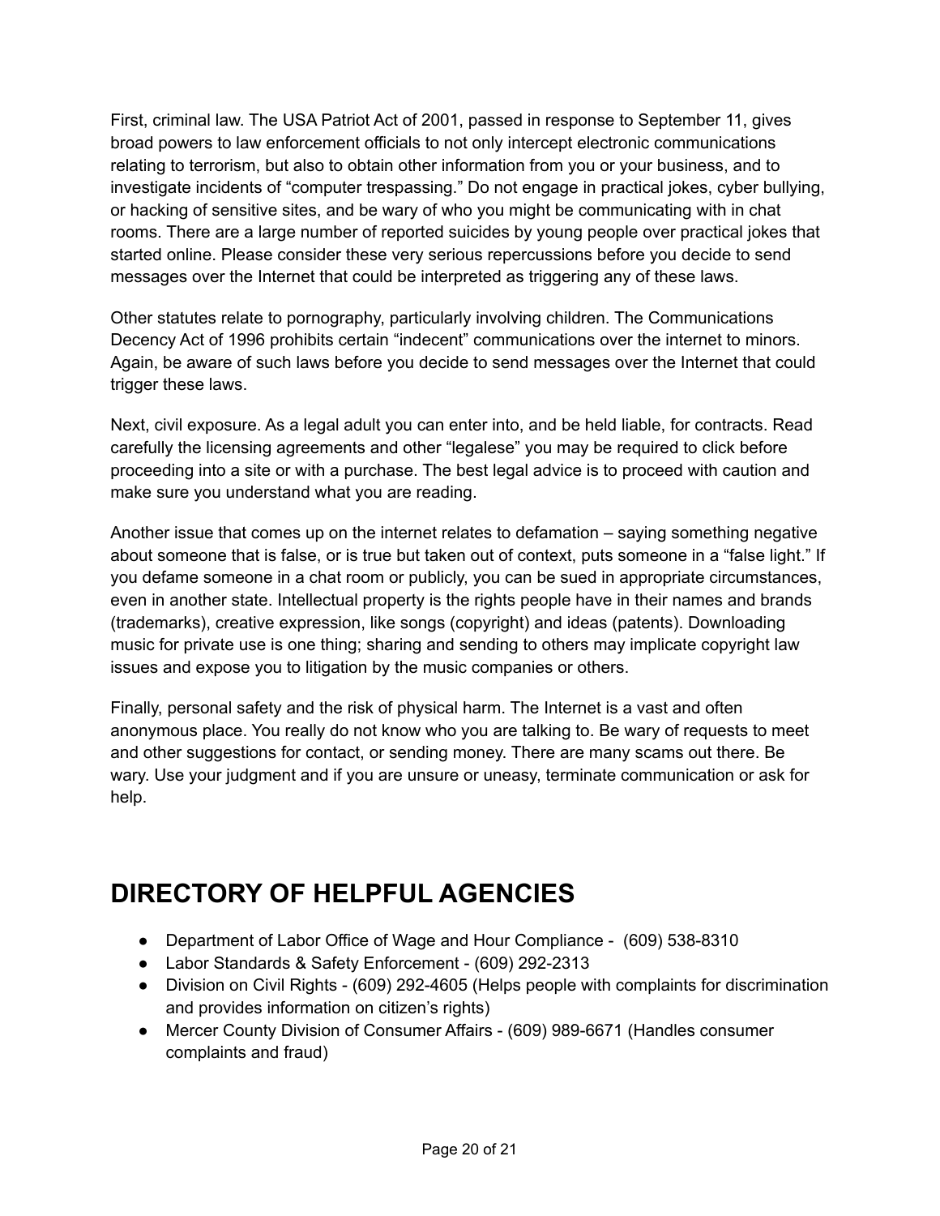First, criminal law. The USA Patriot Act of 2001, passed in response to September 11, gives broad powers to law enforcement officials to not only intercept electronic communications relating to terrorism, but also to obtain other information from you or your business, and to investigate incidents of "computer trespassing." Do not engage in practical jokes, cyber bullying, or hacking of sensitive sites, and be wary of who you might be communicating with in chat rooms. There are a large number of reported suicides by young people over practical jokes that started online. Please consider these very serious repercussions before you decide to send messages over the Internet that could be interpreted as triggering any of these laws.

Other statutes relate to pornography, particularly involving children. The Communications Decency Act of 1996 prohibits certain "indecent" communications over the internet to minors. Again, be aware of such laws before you decide to send messages over the Internet that could trigger these laws.

Next, civil exposure. As a legal adult you can enter into, and be held liable, for contracts. Read carefully the licensing agreements and other "legalese" you may be required to click before proceeding into a site or with a purchase. The best legal advice is to proceed with caution and make sure you understand what you are reading.

Another issue that comes up on the internet relates to defamation – saying something negative about someone that is false, or is true but taken out of context, puts someone in a "false light." If you defame someone in a chat room or publicly, you can be sued in appropriate circumstances, even in another state. Intellectual property is the rights people have in their names and brands (trademarks), creative expression, like songs (copyright) and ideas (patents). Downloading music for private use is one thing; sharing and sending to others may implicate copyright law issues and expose you to litigation by the music companies or others.

Finally, personal safety and the risk of physical harm. The Internet is a vast and often anonymous place. You really do not know who you are talking to. Be wary of requests to meet and other suggestions for contact, or sending money. There are many scams out there. Be wary. Use your judgment and if you are unsure or uneasy, terminate communication or ask for help.

# DIRECTORY OF HELPFUL AGENCIES

- Department of Labor Office of Wage and Hour Compliance - (609) 538-8310
- Labor Standards & Safety Enforcement - (609) 292-2313
- Division on Civil Rights - (609) 292-4605 (Helps people with complaints for discrimination and provides information on citizen's rights)
- Mercer County Division of Consumer Affairs - (609) 989-6671 (Handles consumer complaints and fraud)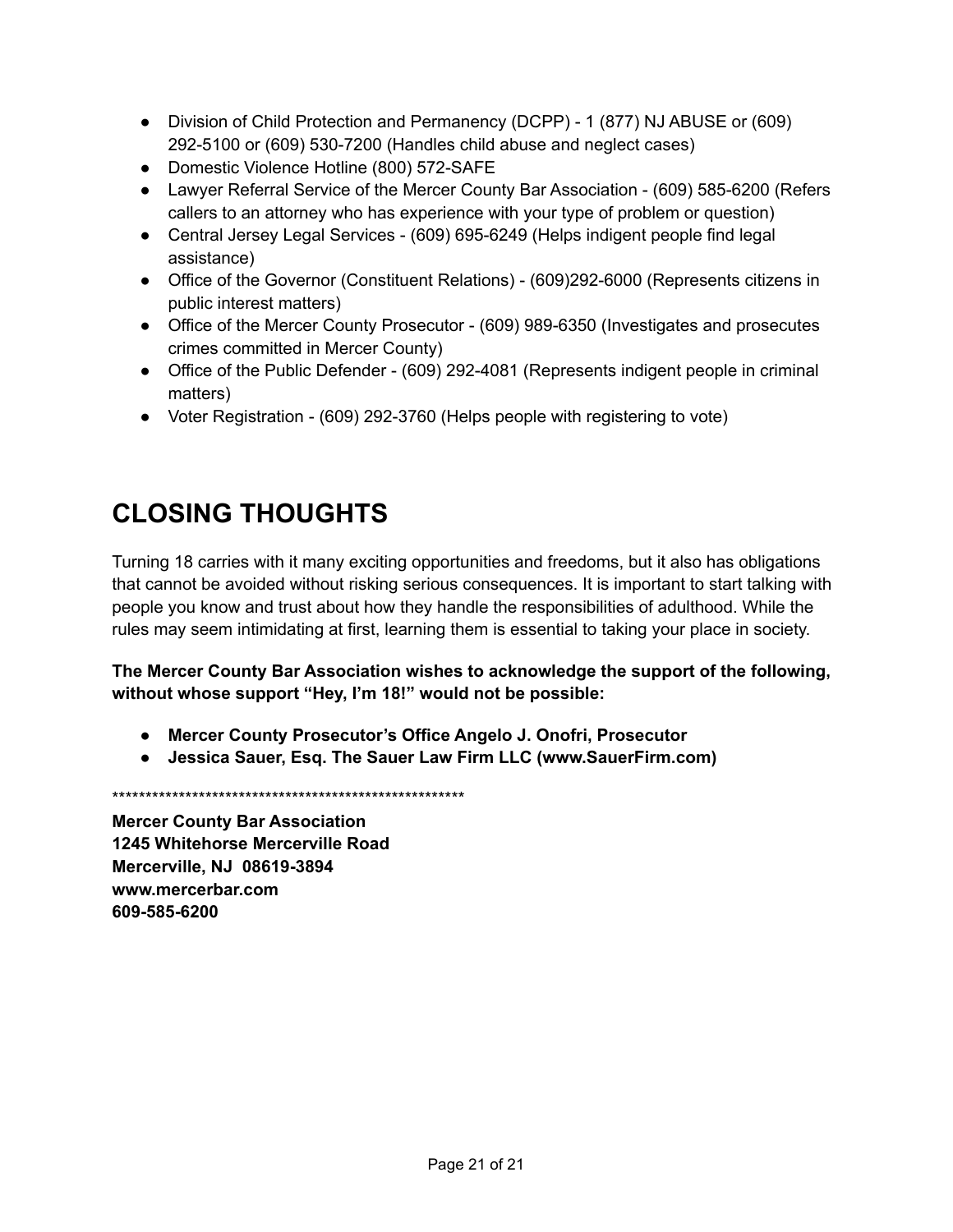- Division of Child Protection and Permanency (DCPP) - 1 (877) NJ ABUSE or (609) 292-5100 or (609) 530-7200 (Handles child abuse and neglect cases)
- Domestic Violence Hotline (800) 572-SAFE
- Lawyer Referral Service of the Mercer County Bar Association - (609) 585-6200 (Refers callers to an attorney who has experience with your type of problem or question)
- Central Jersey Legal Services - (609) 695-6249 (Helps indigent people find legal assistance)
- Office of the Governor (Constituent Relations) - (609)292-6000 (Represents citizens in public interest matters)
- Office of the Mercer County Prosecutor - (609) 989-6350 (Investigates and prosecutes crimes committed in Mercer County)
- Office of the Public Defender - (609) 292-4081 (Represents indigent people in criminal matters)
- Voter Registration - (609) 292-3760 (Helps people with registering to vote)

# CLOSING THOUGHTS

Turning 18 carries with it many exciting opportunities and freedoms, but it also has obligations that cannot be avoided without risking serious consequences. It is important to start talking with people you know and trust about how they handle the responsibilities of adulthood. While the rules may seem intimidating at first, learning them is essential to taking your place in society.

**The Mercer County Bar Association wishes to acknowledge the support of the following, without whose support "Hey, I'm 18!" would not be possible:**

- **Mercer County Prosecutor's Office Angelo J. Onofri, Prosecutor**
- **Jessica Sauer, Esq. The Sauer Law Firm LLC (www.SauerFirm.com)**

******************************************************

**Mercer County Bar Association**
**1245 Whitehorse Mercerville Road**
**Mercerville, NJ 08619-3894**
**www.mercerbar.com**
**609-585-6200**